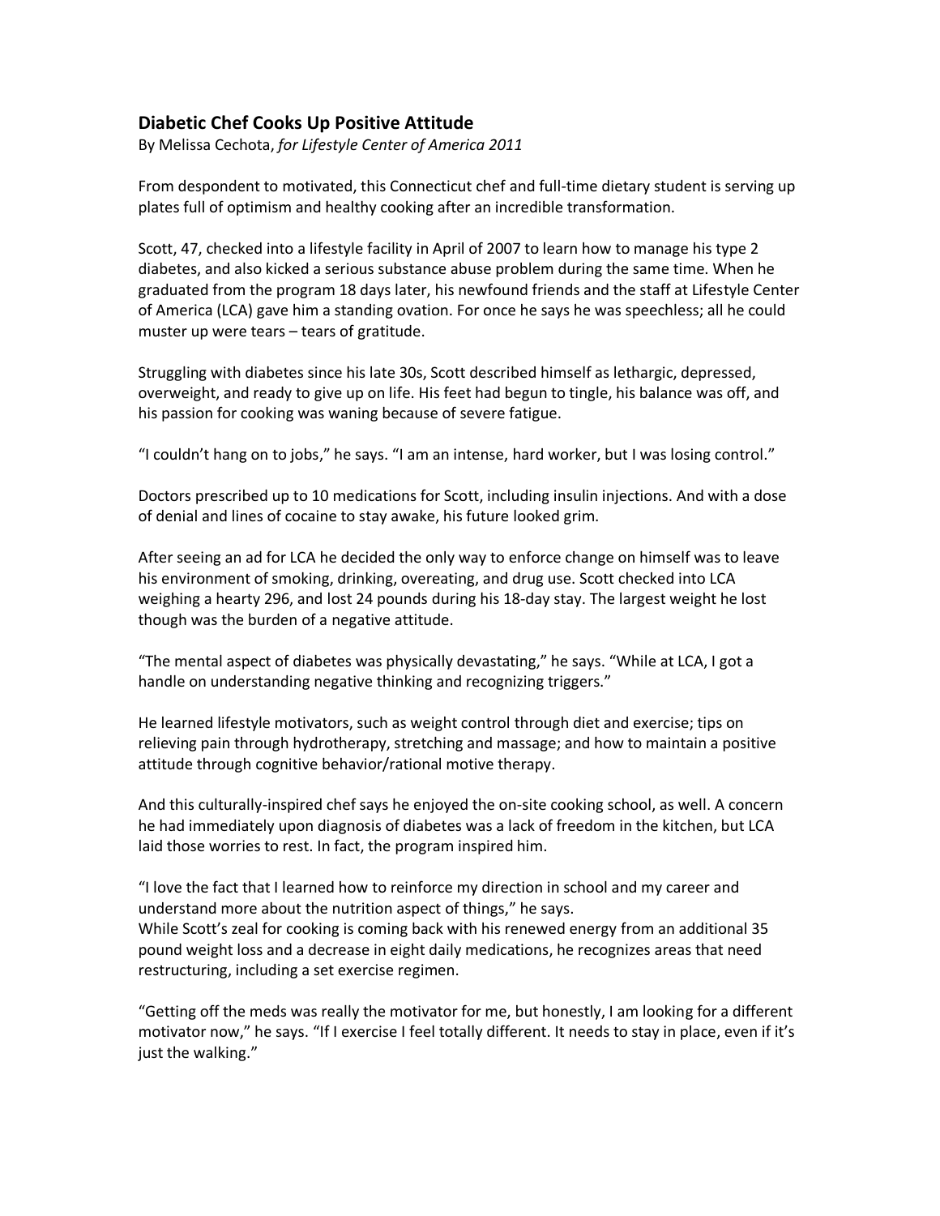# Diabetic Chef Cooks Up Positive Attitude

By Melissa Cechota, *for Lifestyle Center of America 2011*

From despondent to motivated, this Connecticut chef and full-time dietary student is serving up plates full of optimism and healthy cooking after an incredible transformation.

Scott, 47, checked into a lifestyle facility in April of 2007 to learn how to manage his type 2 diabetes, and also kicked a serious substance abuse problem during the same time. When he graduated from the program 18 days later, his newfound friends and the staff at Lifestyle Center of America (LCA) gave him a standing ovation. For once he says he was speechless; all he could muster up were tears – tears of gratitude.

Struggling with diabetes since his late 30s, Scott described himself as lethargic, depressed, overweight, and ready to give up on life. His feet had begun to tingle, his balance was off, and his passion for cooking was waning because of severe fatigue.

"I couldn't hang on to jobs," he says. "I am an intense, hard worker, but I was losing control."

Doctors prescribed up to 10 medications for Scott, including insulin injections. And with a dose of denial and lines of cocaine to stay awake, his future looked grim.

After seeing an ad for LCA he decided the only way to enforce change on himself was to leave his environment of smoking, drinking, overeating, and drug use. Scott checked into LCA weighing a hearty 296, and lost 24 pounds during his 18-day stay. The largest weight he lost though was the burden of a negative attitude.

"The mental aspect of diabetes was physically devastating," he says. "While at LCA, I got a handle on understanding negative thinking and recognizing triggers."

He learned lifestyle motivators, such as weight control through diet and exercise; tips on relieving pain through hydrotherapy, stretching and massage; and how to maintain a positive attitude through cognitive behavior/rational motive therapy.

And this culturally-inspired chef says he enjoyed the on-site cooking school, as well. A concern he had immediately upon diagnosis of diabetes was a lack of freedom in the kitchen, but LCA laid those worries to rest. In fact, the program inspired him.

"I love the fact that I learned how to reinforce my direction in school and my career and understand more about the nutrition aspect of things," he says.
While Scott's zeal for cooking is coming back with his renewed energy from an additional 35 pound weight loss and a decrease in eight daily medications, he recognizes areas that need restructuring, including a set exercise regimen.

"Getting off the meds was really the motivator for me, but honestly, I am looking for a different motivator now," he says. "If I exercise I feel totally different. It needs to stay in place, even if it's just the walking."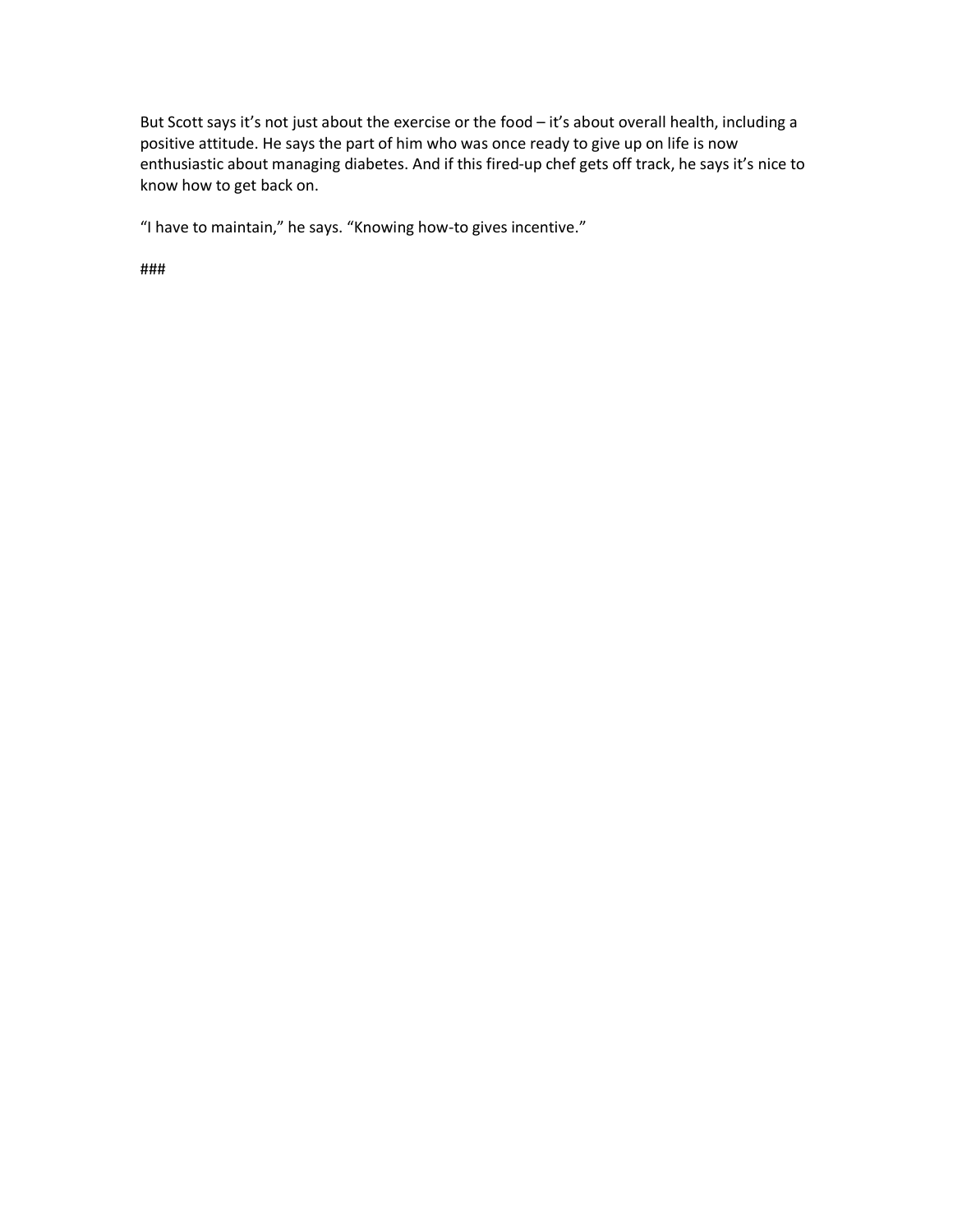But Scott says it's not just about the exercise or the food – it's about overall health, including a positive attitude. He says the part of him who was once ready to give up on life is now enthusiastic about managing diabetes. And if this fired-up chef gets off track, he says it's nice to know how to get back on.

"I have to maintain," he says. "Knowing how-to gives incentive."

###